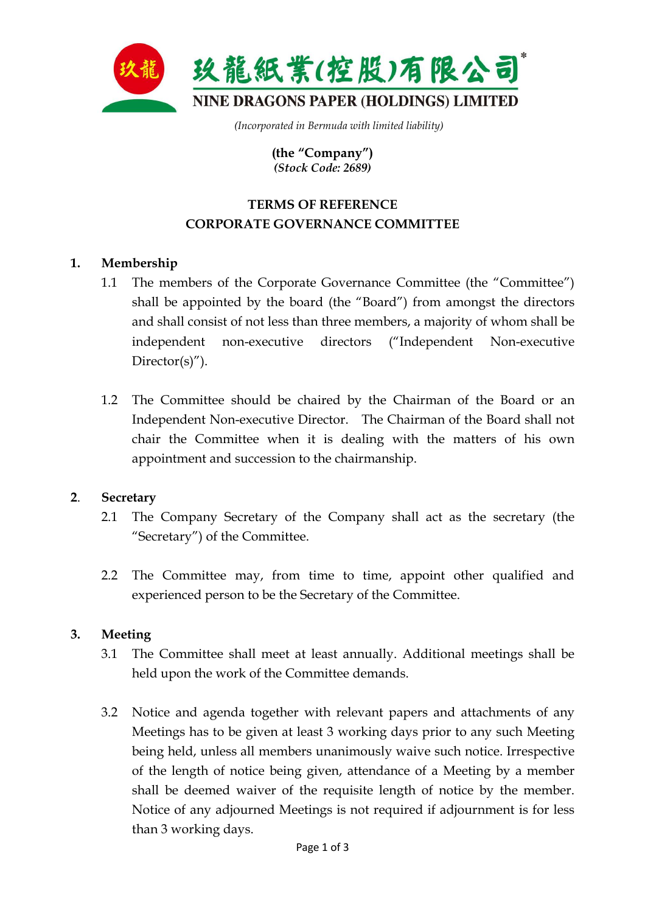# 玖龍紙業(控股)有限公司*

**NINE DRAGONS PAPER (HOLDINGS) LIMITED**

*(Incorporated in Bermuda with limited liability)*

**(the "Company")**
***(Stock Code: 2689)***

## TERMS OF REFERENCE
## CORPORATE GOVERNANCE COMMITTEE

### 1. Membership

1.1 The members of the Corporate Governance Committee (the "Committee") shall be appointed by the board (the "Board") from amongst the directors and shall consist of not less than three members, a majority of whom shall be independent non-executive directors ("Independent Non-executive Director(s)").

1.2 The Committee should be chaired by the Chairman of the Board or an Independent Non-executive Director. The Chairman of the Board shall not chair the Committee when it is dealing with the matters of his own appointment and succession to the chairmanship.

### 2. Secretary

2.1 The Company Secretary of the Company shall act as the secretary (the "Secretary") of the Committee.

2.2 The Committee may, from time to time, appoint other qualified and experienced person to be the Secretary of the Committee.

### 3. Meeting

3.1 The Committee shall meet at least annually. Additional meetings shall be held upon the work of the Committee demands.

3.2 Notice and agenda together with relevant papers and attachments of any Meetings has to be given at least 3 working days prior to any such Meeting being held, unless all members unanimously waive such notice. Irrespective of the length of notice being given, attendance of a Meeting by a member shall be deemed waiver of the requisite length of notice by the member. Notice of any adjourned Meetings is not required if adjournment is for less than 3 working days.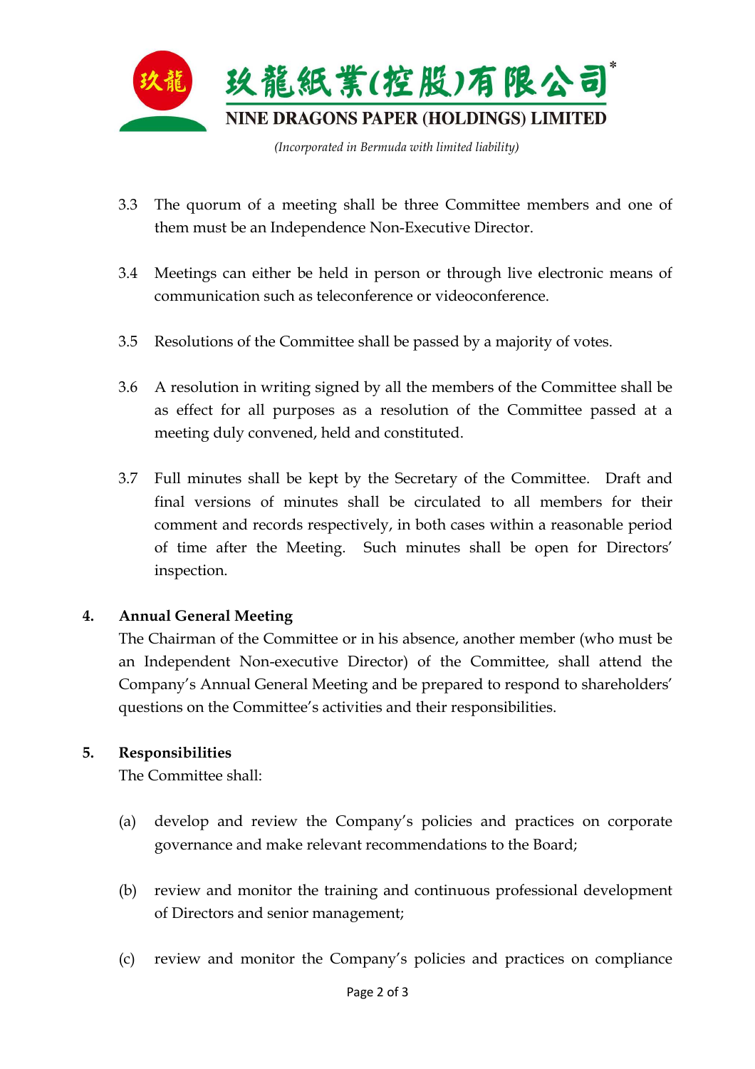3.3 The quorum of a meeting shall be three Committee members and one of them must be an Independence Non-Executive Director.

3.4 Meetings can either be held in person or through live electronic means of communication such as teleconference or videoconference.

3.5 Resolutions of the Committee shall be passed by a majority of votes.

3.6 A resolution in writing signed by all the members of the Committee shall be as effect for all purposes as a resolution of the Committee passed at a meeting duly convened, held and constituted.

3.7 Full minutes shall be kept by the Secretary of the Committee. Draft and final versions of minutes shall be circulated to all members for their comment and records respectively, in both cases within a reasonable period of time after the Meeting. Such minutes shall be open for Directors' inspection.

## 4. Annual General Meeting

The Chairman of the Committee or in his absence, another member (who must be an Independent Non-executive Director) of the Committee, shall attend the Company's Annual General Meeting and be prepared to respond to shareholders' questions on the Committee's activities and their responsibilities.

## 5. Responsibilities

The Committee shall:

(a) develop and review the Company's policies and practices on corporate governance and make relevant recommendations to the Board;

(b) review and monitor the training and continuous professional development of Directors and senior management;

(c) review and monitor the Company's policies and practices on compliance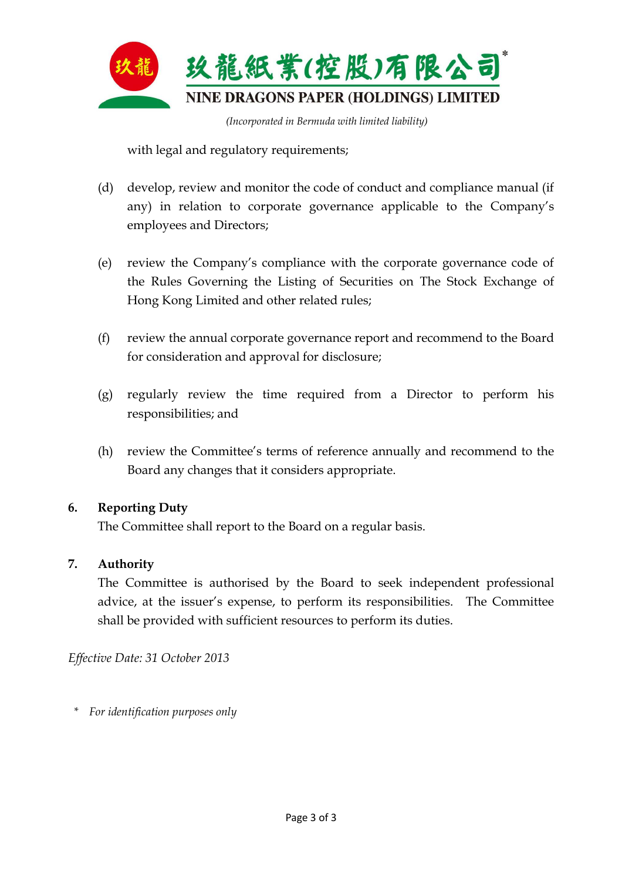with legal and regulatory requirements;

(d) develop, review and monitor the code of conduct and compliance manual (if any) in relation to corporate governance applicable to the Company's employees and Directors;

(e) review the Company's compliance with the corporate governance code of the Rules Governing the Listing of Securities on The Stock Exchange of Hong Kong Limited and other related rules;

(f) review the annual corporate governance report and recommend to the Board for consideration and approval for disclosure;

(g) regularly review the time required from a Director to perform his responsibilities; and

(h) review the Committee's terms of reference annually and recommend to the Board any changes that it considers appropriate.

**6. Reporting Duty**

The Committee shall report to the Board on a regular basis.

**7. Authority**

The Committee is authorised by the Board to seek independent professional advice, at the issuer's expense, to perform its responsibilities. The Committee shall be provided with sufficient resources to perform its duties.

*Effective Date: 31 October 2013*

\* *For identification purposes only*